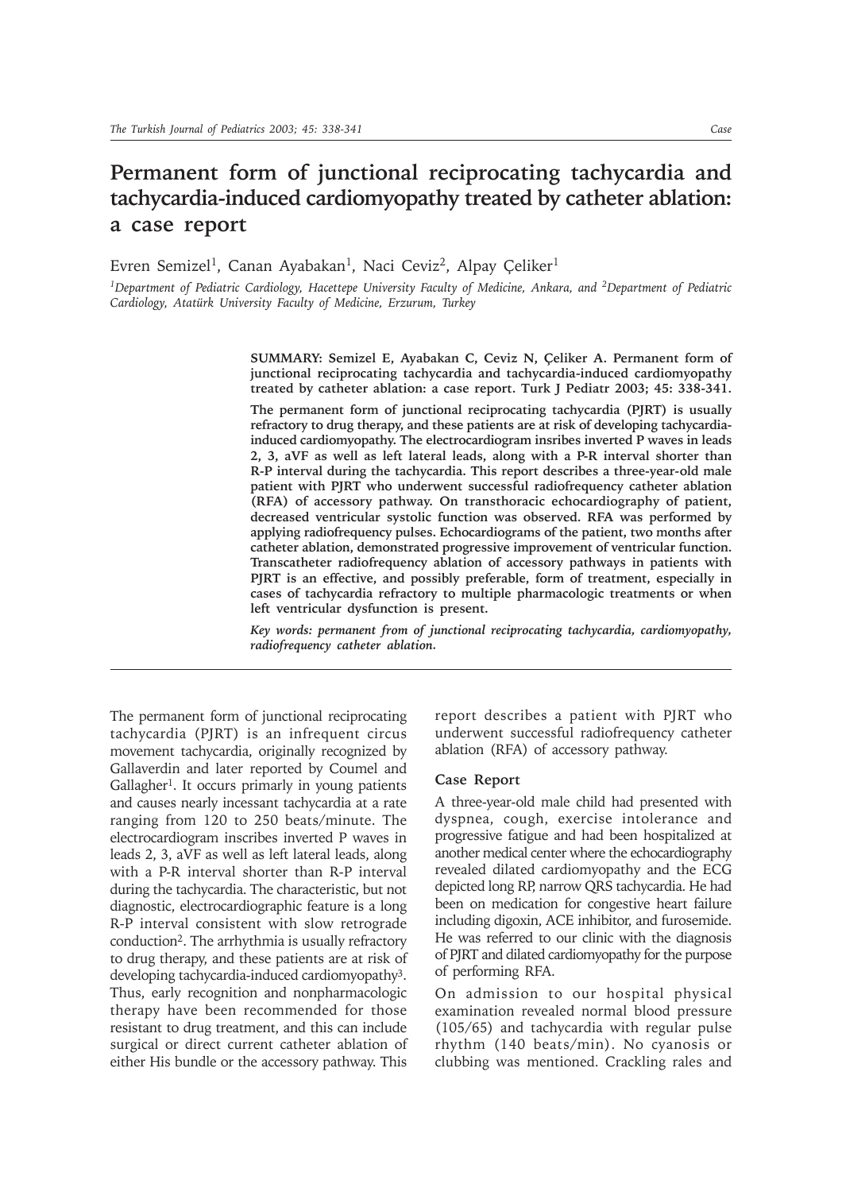# Permanent form of junctional reciprocating tachycardia and tachycardia-induced cardiomyopathy treated by catheter ablation: a case report

Evren Semizel[1], Canan Ayabakan[1], Naci Ceviz[2], Alpay Çeliker[1]

*[1]Department of Pediatric Cardiology, Hacettepe University Faculty of Medicine, Ankara, and [2]Department of Pediatric Cardiology, Atatürk University Faculty of Medicine, Erzurum, Turkey*

**SUMMARY: Semizel E, Ayabakan C, Ceviz N, Çeliker A. Permanent form of junctional reciprocating tachycardia and tachycardia-induced cardiomyopathy treated by catheter ablation: a case report. Turk J Pediatr 2003; 45: 338-341.**

**The permanent form of junctional reciprocating tachycardia (PJRT) is usually refractory to drug therapy, and these patients are at risk of developing tachycardia-induced cardiomyopathy. The electrocardiogram insribes inverted P waves in leads 2, 3, aVF as well as left lateral leads, along with a P-R interval shorter than R-P interval during the tachycardia. This report describes a three-year-old male patient with PJRT who underwent successful radiofrequency catheter ablation (RFA) of accessory pathway. On transthoracic echocardiography of patient, decreased ventricular systolic function was observed. RFA was performed by applying radiofrequency pulses. Echocardiograms of the patient, two months after catheter ablation, demonstrated progressive improvement of ventricular function. Transcatheter radiofrequency ablation of accessory pathways in patients with PJRT is an effective, and possibly preferable, form of treatment, especially in cases of tachycardia refractory to multiple pharmacologic treatments or when left ventricular dysfunction is present.**

***Key words:* *permanent from of junctional reciprocating tachycardia, cardiomyopathy, radiofrequency catheter ablation.***

The permanent form of junctional reciprocating tachycardia (PJRT) is an infrequent circus movement tachycardia, originally recognized by Gallaverdin and later reported by Coumel and Gallagher[1]. It occurs primarly in young patients and causes nearly incessant tachycardia at a rate ranging from 120 to 250 beats/minute. The electrocardiogram inscribes inverted P waves in leads 2, 3, aVF as well as left lateral leads, along with a P-R interval shorter than R-P interval during the tachycardia. The characteristic, but not diagnostic, electrocardiographic feature is a long R-P interval consistent with slow retrograde conduction[2]. The arrhythmia is usually refractory to drug therapy, and these patients are at risk of developing tachycardia-induced cardiomyopathy[3]. Thus, early recognition and nonpharmacologic therapy have been recommended for those resistant to drug treatment, and this can include surgical or direct current catheter ablation of either His bundle or the accessory pathway. This report describes a patient with PJRT who underwent successful radiofrequency catheter ablation (RFA) of accessory pathway.

## Case Report

A three-year-old male child had presented with dyspnea, cough, exercise intolerance and progressive fatigue and had been hospitalized at another medical center where the echocardiography revealed dilated cardiomyopathy and the ECG depicted long RP, narrow QRS tachycardia. He had been on medication for congestive heart failure including digoxin, ACE inhibitor, and furosemide. He was referred to our clinic with the diagnosis of PJRT and dilated cardiomyopathy for the purpose of performing RFA.

On admission to our hospital physical examination revealed normal blood pressure (105/65) and tachycardia with regular pulse rhythm (140 beats/min). No cyanosis or clubbing was mentioned. Crackling rales and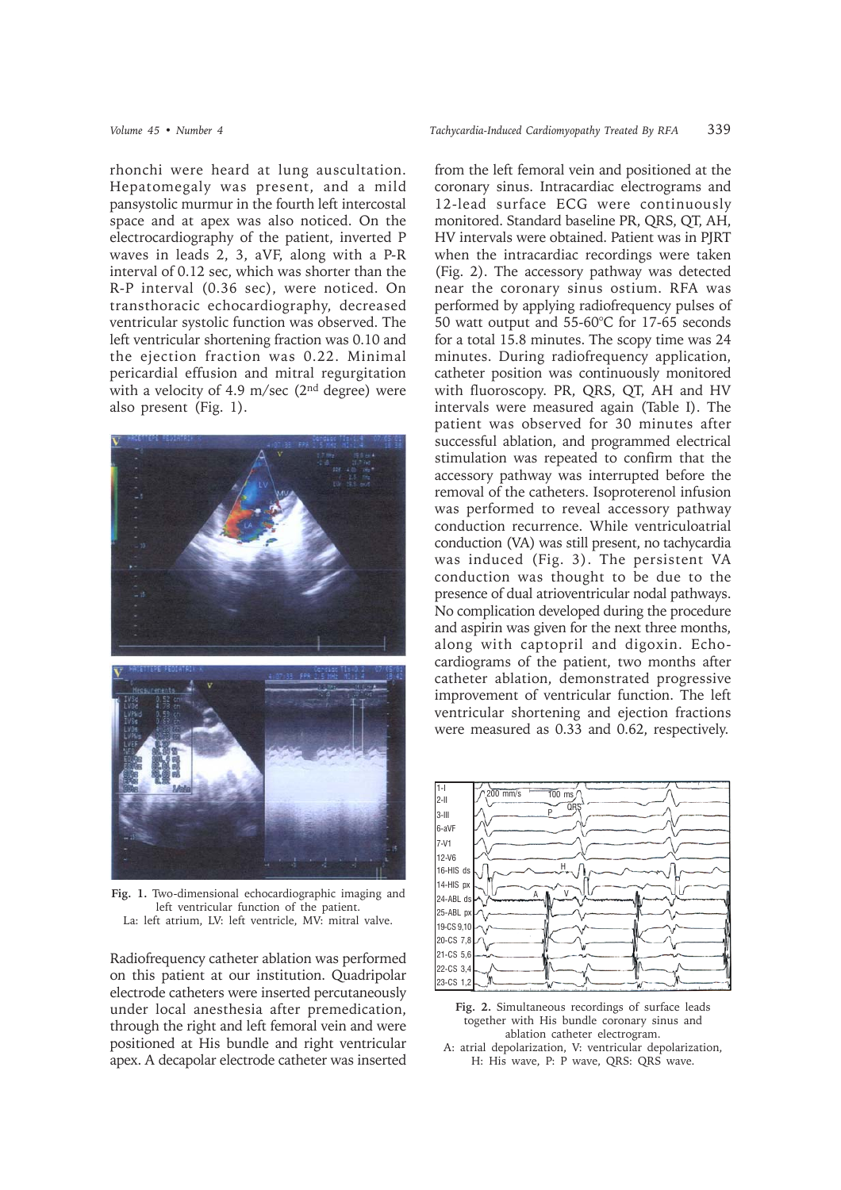rhonchi were heard at lung auscultation. Hepatomegaly was present, and a mild pansystolic murmur in the fourth left intercostal space and at apex was also noticed. On the electrocardiography of the patient, inverted P waves in leads 2, 3, aVF, along with a P-R interval of 0.12 sec, which was shorter than the R-P interval (0.36 sec), were noticed. On transthoracic echocardiography, decreased ventricular systolic function was observed. The left ventricular shortening fraction was 0.10 and the ejection fraction was 0.22. Minimal pericardial effusion and mitral regurgitation with a velocity of 4.9 m/sec (2nd degree) were also present (Fig. 1).

**Fig. 1.** Two-dimensional echocardiographic imaging and left ventricular function of the patient.
La: left atrium, LV: left ventricle, MV: mitral valve.

Radiofrequency catheter ablation was performed on this patient at our institution. Quadripolar electrode catheters were inserted percutaneously under local anesthesia after premedication, through the right and left femoral vein and were positioned at His bundle and right ventricular apex. A decapolar electrode catheter was inserted from the left femoral vein and positioned at the coronary sinus. Intracardiac electrograms and 12-lead surface ECG were continuously monitored. Standard baseline PR, QRS, QT, AH, HV intervals were obtained. Patient was in PJRT when the intracardiac recordings were taken (Fig. 2). The accessory pathway was detected near the coronary sinus ostium. RFA was performed by applying radiofrequency pulses of 50 watt output and 55-60°C for 17-65 seconds for a total 15.8 minutes. The scopy time was 24 minutes. During radiofrequency application, catheter position was continuously monitored with fluoroscopy. PR, QRS, QT, AH and HV intervals were measured again (Table I). The patient was observed for 30 minutes after successful ablation, and programmed electrical stimulation was repeated to confirm that the accessory pathway was interrupted before the removal of the catheters. Isoproterenol infusion was performed to reveal accessory pathway conduction recurrence. While ventriculoatrial conduction (VA) was still present, no tachycardia was induced (Fig. 3). The persistent VA conduction was thought to be due to the presence of dual atrioventricular nodal pathways. No complication developed during the procedure and aspirin was given for the next three months, along with captopril and digoxin. Echocardiograms of the patient, two months after catheter ablation, demonstrated progressive improvement of ventricular function. The left ventricular shortening and ejection fractions were measured as 0.33 and 0.62, respectively.

**Fig. 2.** Simultaneous recordings of surface leads together with His bundle coronary sinus and ablation catheter electrogram.
A: atrial depolarization, V: ventricular depolarization, H: His wave, P: P wave, QRS: QRS wave.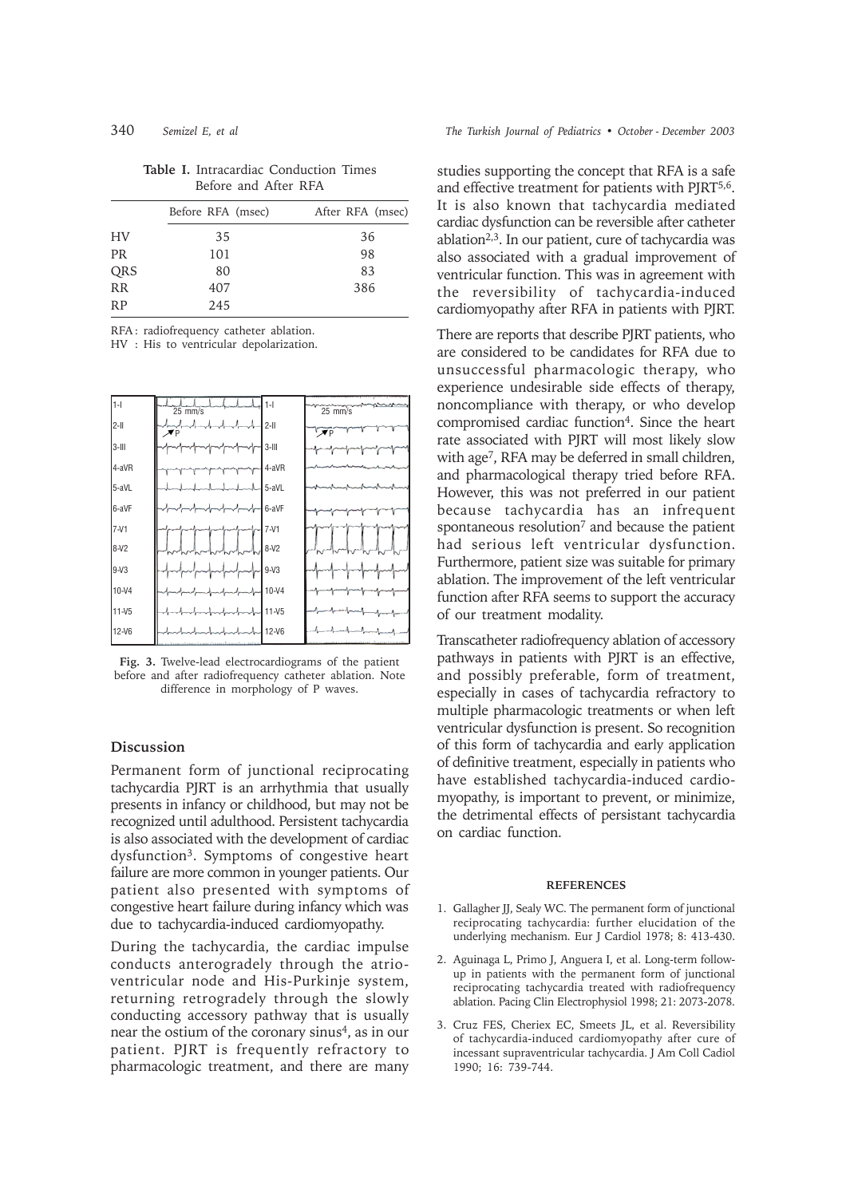**Table I.** Intracardiac Conduction Times Before and After RFA

| | Before RFA (msec) | After RFA (msec) |
|---|---|---|
| HV | 35 | 36 |
| PR | 101 | 98 |
| QRS | 80 | 83 |
| RR | 407 | 386 |
| RP | 245 | |

RFA: radiofrequency catheter ablation.
HV : His to ventricular depolarization.

1-I
2-II
3-III
4-aVR
5-aVL
6-aVF
7-V1
8-V2
9-V3
10-V4
11-V5
12-V6
25 mm/s
P

**Fig. 3.** Twelve-lead electrocardiograms of the patient before and after radiofrequency catheter ablation. Note difference in morphology of P waves.

## Discussion

Permanent form of junctional reciprocating tachycardia PJRT is an arrhythmia that usually presents in infancy or childhood, but may not be recognized until adulthood. Persistent tachycardia is also associated with the development of cardiac dysfunction[3]. Symptoms of congestive heart failure are more common in younger patients. Our patient also presented with symptoms of congestive heart failure during infancy which was due to tachycardia-induced cardiomyopathy.

During the tachycardia, the cardiac impulse conducts anterogradely through the atrioventricular node and His-Purkinje system, returning retrogradely through the slowly conducting accessory pathway that is usually near the ostium of the coronary sinus[4], as in our patient. PJRT is frequently refractory to pharmacologic treatment, and there are many studies supporting the concept that RFA is a safe and effective treatment for patients with PJRT[5,6]. It is also known that tachycardia mediated cardiac dysfunction can be reversible after catheter ablation[2,3]. In our patient, cure of tachycardia was also associated with a gradual improvement of ventricular function. This was in agreement with the reversibility of tachycardia-induced cardiomyopathy after RFA in patients with PJRT.

There are reports that describe PJRT patients, who are considered to be candidates for RFA due to unsuccessful pharmacologic therapy, who experience undesirable side effects of therapy, noncompliance with therapy, or who develop compromised cardiac function[4]. Since the heart rate associated with PJRT will most likely slow with age[7], RFA may be deferred in small children, and pharmacological therapy tried before RFA. However, this was not preferred in our patient because tachycardia has an infrequent spontaneous resolution[7] and because the patient had serious left ventricular dysfunction. Furthermore, patient size was suitable for primary ablation. The improvement of the left ventricular function after RFA seems to support the accuracy of our treatment modality.

Transcatheter radiofrequency ablation of accessory pathways in patients with PJRT is an effective, and possibly preferable, form of treatment, especially in cases of tachycardia refractory to multiple pharmacologic treatments or when left ventricular dysfunction is present. So recognition of this form of tachycardia and early application of definitive treatment, especially in patients who have established tachycardia-induced cardiomyopathy, is important to prevent, or minimize, the detrimental effects of persistant tachycardia on cardiac function.

### REFERENCES

1. Gallagher JJ, Sealy WC. The permanent form of junctional reciprocating tachycardia: further elucidation of the underlying mechanism. Eur J Cardiol 1978; 8: 413-430.
2. Aguinaga L, Primo J, Anguera I, et al. Long-term follow-up in patients with the permanent form of junctional reciprocating tachycardia treated with radiofrequency ablation. Pacing Clin Electrophysiol 1998; 21: 2073-2078.
3. Cruz FES, Cheriex EC, Smeets JL, et al. Reversibility of tachycardia-induced cardiomyopathy after cure of incessant supraventricular tachycardia. J Am Coll Cadiol 1990; 16: 739-744.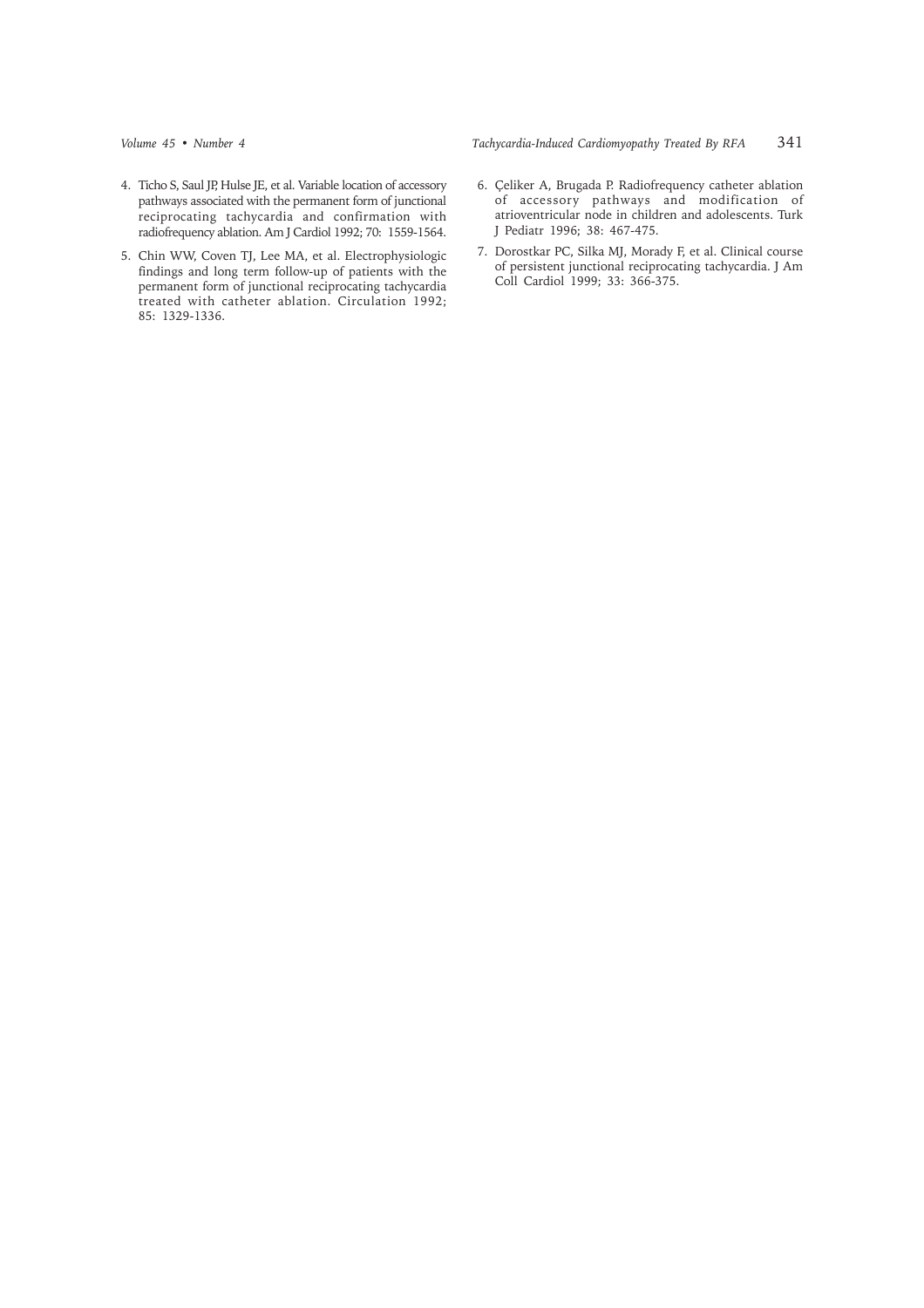4. Ticho S, Saul JP, Hulse JE, et al. Variable location of accessory pathways associated with the permanent form of junctional reciprocating tachycardia and confirmation with radiofrequency ablation. Am J Cardiol 1992; 70: 1559-1564.
5. Chin WW, Coven TJ, Lee MA, et al. Electrophysiologic findings and long term follow-up of patients with the permanent form of junctional reciprocating tachycardia treated with catheter ablation. Circulation 1992; 85: 1329-1336.
6. Çeliker A, Brugada P. Radiofrequency catheter ablation of accessory pathways and modification of atrioventricular node in children and adolescents. Turk J Pediatr 1996; 38: 467-475.
7. Dorostkar PC, Silka MJ, Morady F, et al. Clinical course of persistent junctional reciprocating tachycardia. J Am Coll Cardiol 1999; 33: 366-375.